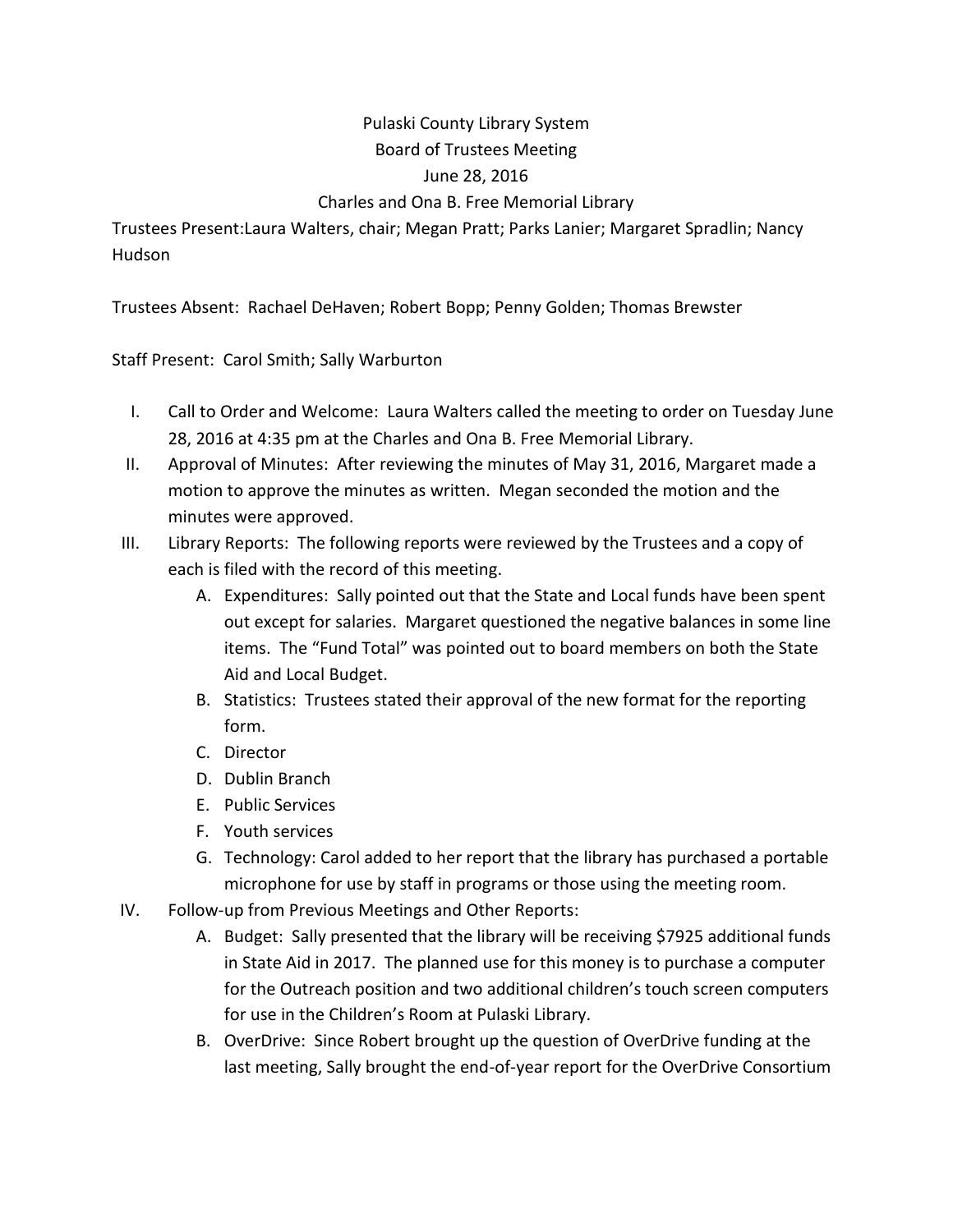Pulaski County Library System

Board of Trustees Meeting

June 28, 2016

Charles and Ona B. Free Memorial Library

Trustees Present:Laura Walters, chair; Megan Pratt; Parks Lanier; Margaret Spradlin; Nancy Hudson

Trustees Absent: Rachael DeHaven; Robert Bopp; Penny Golden; Thomas Brewster

Staff Present: Carol Smith; Sally Warburton

I. Call to Order and Welcome: Laura Walters called the meeting to order on Tuesday June 28, 2016 at 4:35 pm at the Charles and Ona B. Free Memorial Library.

II. Approval of Minutes: After reviewing the minutes of May 31, 2016, Margaret made a motion to approve the minutes as written. Megan seconded the motion and the minutes were approved.

III. Library Reports: The following reports were reviewed by the Trustees and a copy of each is filed with the record of this meeting.

   A. Expenditures: Sally pointed out that the State and Local funds have been spent out except for salaries. Margaret questioned the negative balances in some line items. The "Fund Total" was pointed out to board members on both the State Aid and Local Budget.

   B. Statistics: Trustees stated their approval of the new format for the reporting form.

   C. Director

   D. Dublin Branch

   E. Public Services

   F. Youth services

   G. Technology: Carol added to her report that the library has purchased a portable microphone for use by staff in programs or those using the meeting room.

IV. Follow-up from Previous Meetings and Other Reports:

   A. Budget: Sally presented that the library will be receiving $7925 additional funds in State Aid in 2017. The planned use for this money is to purchase a computer for the Outreach position and two additional children's touch screen computers for use in the Children's Room at Pulaski Library.

   B. OverDrive: Since Robert brought up the question of OverDrive funding at the last meeting, Sally brought the end-of-year report for the OverDrive Consortium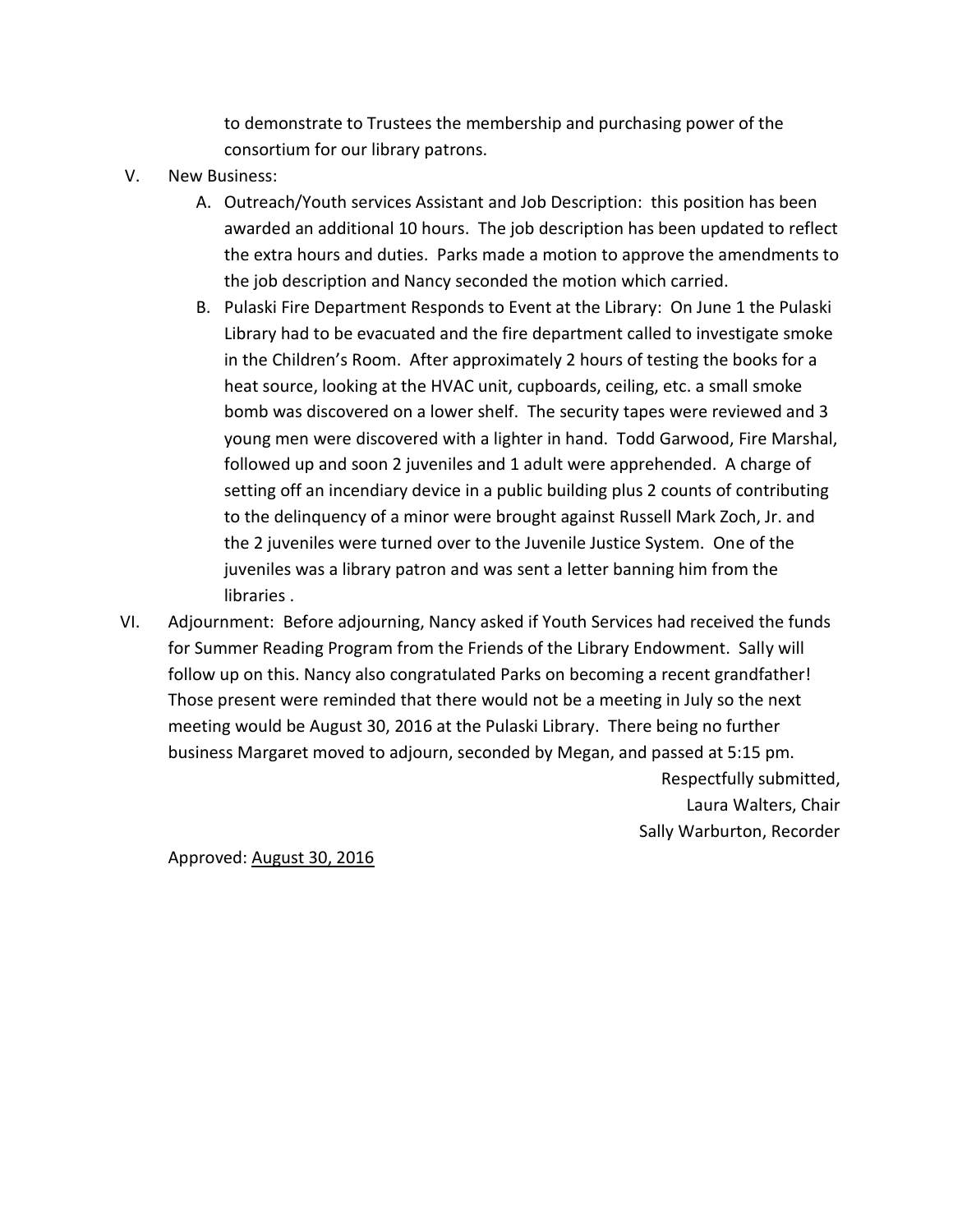to demonstrate to Trustees the membership and purchasing power of the consortium for our library patrons.

V. New Business:

   A. Outreach/Youth services Assistant and Job Description: this position has been awarded an additional 10 hours. The job description has been updated to reflect the extra hours and duties. Parks made a motion to approve the amendments to the job description and Nancy seconded the motion which carried.

   B. Pulaski Fire Department Responds to Event at the Library: On June 1 the Pulaski Library had to be evacuated and the fire department called to investigate smoke in the Children's Room. After approximately 2 hours of testing the books for a heat source, looking at the HVAC unit, cupboards, ceiling, etc. a small smoke bomb was discovered on a lower shelf. The security tapes were reviewed and 3 young men were discovered with a lighter in hand. Todd Garwood, Fire Marshal, followed up and soon 2 juveniles and 1 adult were apprehended. A charge of setting off an incendiary device in a public building plus 2 counts of contributing to the delinquency of a minor were brought against Russell Mark Zoch, Jr. and the 2 juveniles were turned over to the Juvenile Justice System. One of the juveniles was a library patron and was sent a letter banning him from the libraries .

VI. Adjournment: Before adjourning, Nancy asked if Youth Services had received the funds for Summer Reading Program from the Friends of the Library Endowment. Sally will follow up on this. Nancy also congratulated Parks on becoming a recent grandfather! Those present were reminded that there would not be a meeting in July so the next meeting would be August 30, 2016 at the Pulaski Library. There being no further business Margaret moved to adjourn, seconded by Megan, and passed at 5:15 pm.

Respectfully submitted,
Laura Walters, Chair
Sally Warburton, Recorder

Approved: August 30, 2016